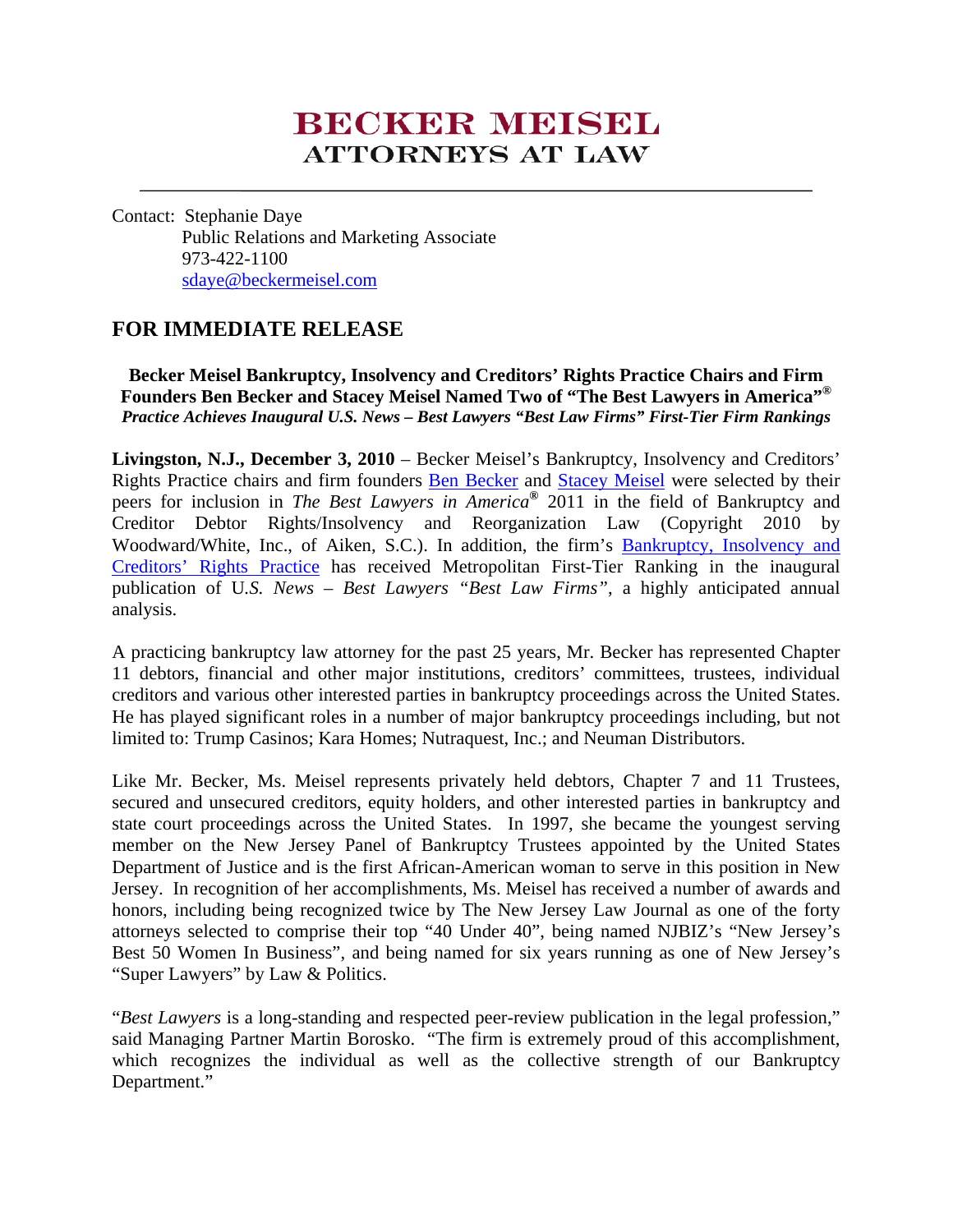# BECKER MEISEL
## ATTORNEYS AT LAW

Contact: Stephanie Daye
Public Relations and Marketing Associate
973-422-1100
sdaye@beckermeisel.com

## FOR IMMEDIATE RELEASE

**Becker Meisel Bankruptcy, Insolvency and Creditors' Rights Practice Chairs and Firm Founders Ben Becker and Stacey Meisel Named Two of "The Best Lawyers in America"®**
***Practice Achieves Inaugural U.S. News – Best Lawyers "Best Law Firms" First-Tier Firm Rankings***

**Livingston, N.J., December 3, 2010** – Becker Meisel's Bankruptcy, Insolvency and Creditors' Rights Practice chairs and firm founders Ben Becker and Stacey Meisel were selected by their peers for inclusion in *The Best Lawyers in America®* 2011 in the field of Bankruptcy and Creditor Debtor Rights/Insolvency and Reorganization Law (Copyright 2010 by Woodward/White, Inc., of Aiken, S.C.). In addition, the firm's Bankruptcy, Insolvency and Creditors' Rights Practice has received Metropolitan First-Tier Ranking in the inaugural publication of U*.S. News – Best Lawyers "Best Law Firms"*, a highly anticipated annual analysis.

A practicing bankruptcy law attorney for the past 25 years, Mr. Becker has represented Chapter 11 debtors, financial and other major institutions, creditors' committees, trustees, individual creditors and various other interested parties in bankruptcy proceedings across the United States. He has played significant roles in a number of major bankruptcy proceedings including, but not limited to: Trump Casinos; Kara Homes; Nutraquest, Inc.; and Neuman Distributors.

Like Mr. Becker, Ms. Meisel represents privately held debtors, Chapter 7 and 11 Trustees, secured and unsecured creditors, equity holders, and other interested parties in bankruptcy and state court proceedings across the United States. In 1997, she became the youngest serving member on the New Jersey Panel of Bankruptcy Trustees appointed by the United States Department of Justice and is the first African-American woman to serve in this position in New Jersey. In recognition of her accomplishments, Ms. Meisel has received a number of awards and honors, including being recognized twice by The New Jersey Law Journal as one of the forty attorneys selected to comprise their top "40 Under 40", being named NJBIZ's "New Jersey's Best 50 Women In Business", and being named for six years running as one of New Jersey's "Super Lawyers" by Law & Politics.

"*Best Lawyers* is a long-standing and respected peer-review publication in the legal profession," said Managing Partner Martin Borosko. "The firm is extremely proud of this accomplishment, which recognizes the individual as well as the collective strength of our Bankruptcy Department."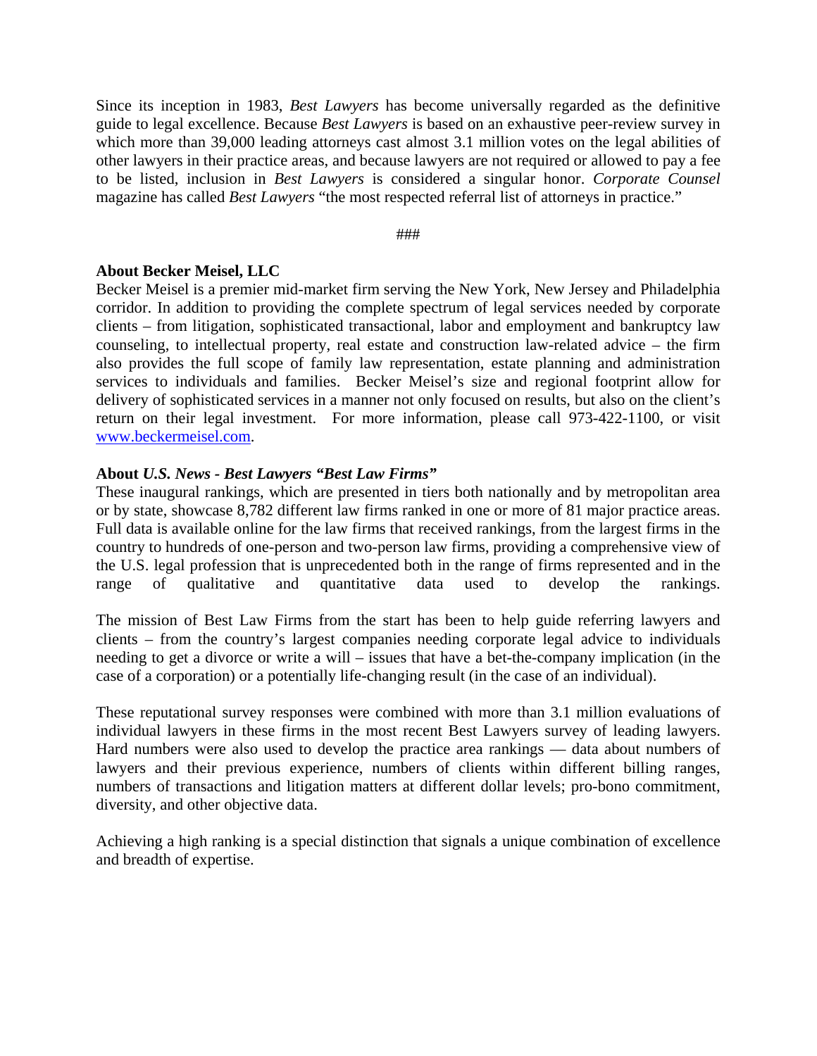Since its inception in 1983, *Best Lawyers* has become universally regarded as the definitive guide to legal excellence. Because *Best Lawyers* is based on an exhaustive peer-review survey in which more than 39,000 leading attorneys cast almost 3.1 million votes on the legal abilities of other lawyers in their practice areas, and because lawyers are not required or allowed to pay a fee to be listed, inclusion in *Best Lawyers* is considered a singular honor. *Corporate Counsel* magazine has called *Best Lawyers* "the most respected referral list of attorneys in practice."

###

**About Becker Meisel, LLC**

Becker Meisel is a premier mid-market firm serving the New York, New Jersey and Philadelphia corridor. In addition to providing the complete spectrum of legal services needed by corporate clients – from litigation, sophisticated transactional, labor and employment and bankruptcy law counseling, to intellectual property, real estate and construction law-related advice – the firm also provides the full scope of family law representation, estate planning and administration services to individuals and families. Becker Meisel's size and regional footprint allow for delivery of sophisticated services in a manner not only focused on results, but also on the client's return on their legal investment. For more information, please call 973-422-1100, or visit www.beckermeisel.com.

**About *U.S. News - Best Lawyers "Best Law Firms"***

These inaugural rankings, which are presented in tiers both nationally and by metropolitan area or by state, showcase 8,782 different law firms ranked in one or more of 81 major practice areas. Full data is available online for the law firms that received rankings, from the largest firms in the country to hundreds of one-person and two-person law firms, providing a comprehensive view of the U.S. legal profession that is unprecedented both in the range of firms represented and in the range of qualitative and quantitative data used to develop the rankings.

The mission of Best Law Firms from the start has been to help guide referring lawyers and clients – from the country's largest companies needing corporate legal advice to individuals needing to get a divorce or write a will – issues that have a bet-the-company implication (in the case of a corporation) or a potentially life-changing result (in the case of an individual).

These reputational survey responses were combined with more than 3.1 million evaluations of individual lawyers in these firms in the most recent Best Lawyers survey of leading lawyers. Hard numbers were also used to develop the practice area rankings — data about numbers of lawyers and their previous experience, numbers of clients within different billing ranges, numbers of transactions and litigation matters at different dollar levels; pro-bono commitment, diversity, and other objective data.

Achieving a high ranking is a special distinction that signals a unique combination of excellence and breadth of expertise.